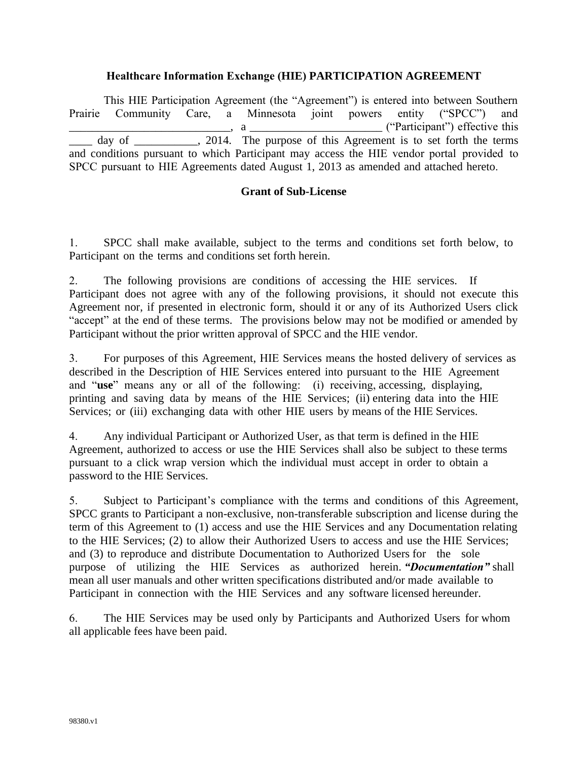# Healthcare Information Exchange (HIE) PARTICIPATION AGREEMENT

This HIE Participation Agreement (the "Agreement") is entered into between Southern Prairie Community Care, a Minnesota joint powers entity ("SPCC") and ____________________________, a _______________________ ("Participant") effective this ____ day of ___________, 2014. The purpose of this Agreement is to set forth the terms and conditions pursuant to which Participant may access the HIE vendor portal provided to SPCC pursuant to HIE Agreements dated August 1, 2013 as amended and attached hereto.

## Grant of Sub-License

1. SPCC shall make available, subject to the terms and conditions set forth below, to Participant on the terms and conditions set forth herein.

2. The following provisions are conditions of accessing the HIE services. If Participant does not agree with any of the following provisions, it should not execute this Agreement nor, if presented in electronic form, should it or any of its Authorized Users click "accept" at the end of these terms. The provisions below may not be modified or amended by Participant without the prior written approval of SPCC and the HIE vendor.

3. For purposes of this Agreement, HIE Services means the hosted delivery of services as described in the Description of HIE Services entered into pursuant to the HIE Agreement and "**use**" means any or all of the following: (i) receiving, accessing, displaying, printing and saving data by means of the HIE Services; (ii) entering data into the HIE Services; or (iii) exchanging data with other HIE users by means of the HIE Services.

4. Any individual Participant or Authorized User, as that term is defined in the HIE Agreement, authorized to access or use the HIE Services shall also be subject to these terms pursuant to a click wrap version which the individual must accept in order to obtain a password to the HIE Services.

5. Subject to Participant's compliance with the terms and conditions of this Agreement, SPCC grants to Participant a non-exclusive, non-transferable subscription and license during the term of this Agreement to (1) access and use the HIE Services and any Documentation relating to the HIE Services; (2) to allow their Authorized Users to access and use the HIE Services; and (3) to reproduce and distribute Documentation to Authorized Users for the sole purpose of utilizing the HIE Services as authorized herein. ***"Documentation"*** shall mean all user manuals and other written specifications distributed and/or made available to Participant in connection with the HIE Services and any software licensed hereunder.

6. The HIE Services may be used only by Participants and Authorized Users for whom all applicable fees have been paid.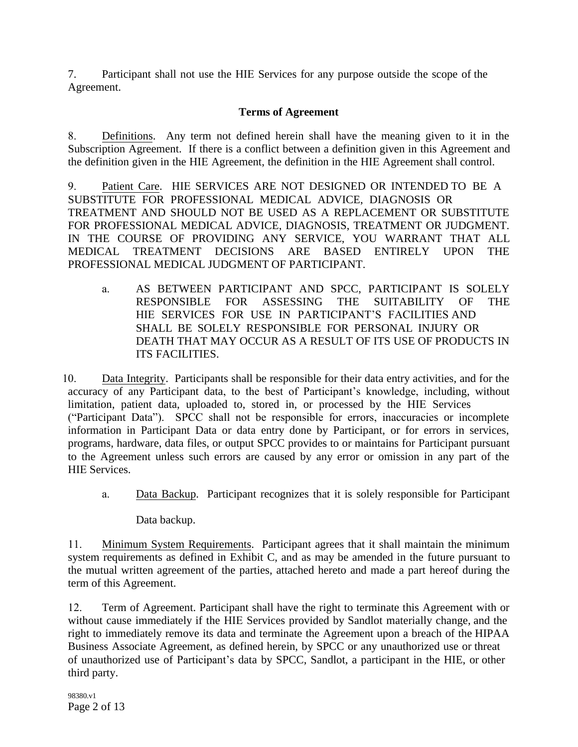7. Participant shall not use the HIE Services for any purpose outside the scope of the Agreement.

**Terms of Agreement**

8. Definitions. Any term not defined herein shall have the meaning given to it in the Subscription Agreement. If there is a conflict between a definition given in this Agreement and the definition given in the HIE Agreement, the definition in the HIE Agreement shall control.

9. Patient Care. HIE SERVICES ARE NOT DESIGNED OR INTENDED TO BE A SUBSTITUTE FOR PROFESSIONAL MEDICAL ADVICE, DIAGNOSIS OR TREATMENT AND SHOULD NOT BE USED AS A REPLACEMENT OR SUBSTITUTE FOR PROFESSIONAL MEDICAL ADVICE, DIAGNOSIS, TREATMENT OR JUDGMENT. IN THE COURSE OF PROVIDING ANY SERVICE, YOU WARRANT THAT ALL MEDICAL TREATMENT DECISIONS ARE BASED ENTIRELY UPON THE PROFESSIONAL MEDICAL JUDGMENT OF PARTICIPANT.

   a. AS BETWEEN PARTICIPANT AND SPCC, PARTICIPANT IS SOLELY RESPONSIBLE FOR ASSESSING THE SUITABILITY OF THE HIE SERVICES FOR USE IN PARTICIPANT'S FACILITIES AND SHALL BE SOLELY RESPONSIBLE FOR PERSONAL INJURY OR DEATH THAT MAY OCCUR AS A RESULT OF ITS USE OF PRODUCTS IN ITS FACILITIES.

10. Data Integrity. Participants shall be responsible for their data entry activities, and for the accuracy of any Participant data, to the best of Participant's knowledge, including, without limitation, patient data, uploaded to, stored in, or processed by the HIE Services ("Participant Data"). SPCC shall not be responsible for errors, inaccuracies or incomplete information in Participant Data or data entry done by Participant, or for errors in services, programs, hardware, data files, or output SPCC provides to or maintains for Participant pursuant to the Agreement unless such errors are caused by any error or omission in any part of the HIE Services.

   a. Data Backup. Participant recognizes that it is solely responsible for Participant Data backup.

11. Minimum System Requirements. Participant agrees that it shall maintain the minimum system requirements as defined in Exhibit C, and as may be amended in the future pursuant to the mutual written agreement of the parties, attached hereto and made a part hereof during the term of this Agreement.

12. Term of Agreement. Participant shall have the right to terminate this Agreement with or without cause immediately if the HIE Services provided by Sandlot materially change, and the right to immediately remove its data and terminate the Agreement upon a breach of the HIPAA Business Associate Agreement, as defined herein, by SPCC or any unauthorized use or threat of unauthorized use of Participant's data by SPCC, Sandlot, a participant in the HIE, or other third party.

98380.v1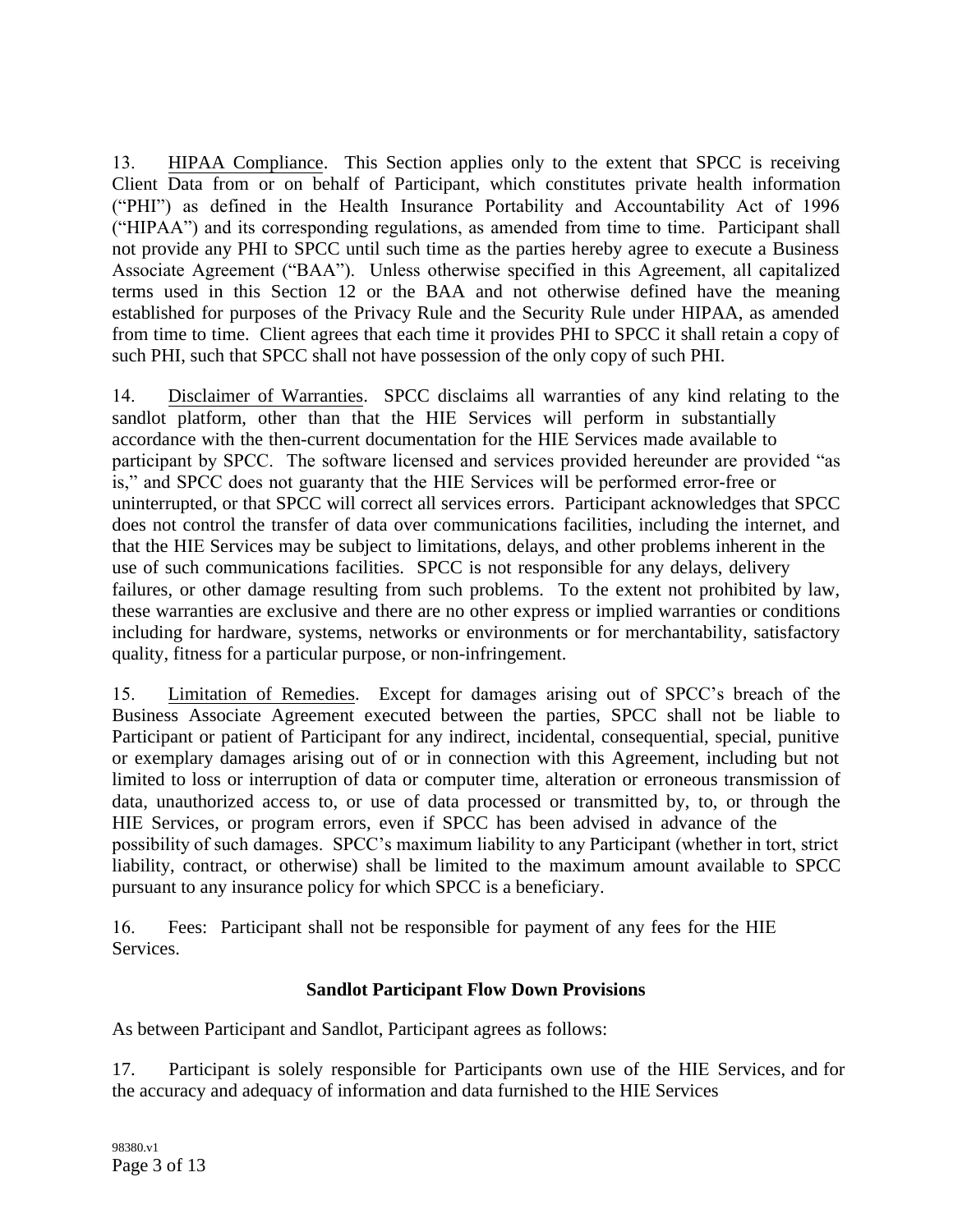13. <u>HIPAA Compliance</u>. This Section applies only to the extent that SPCC is receiving Client Data from or on behalf of Participant, which constitutes private health information ("PHI") as defined in the Health Insurance Portability and Accountability Act of 1996 ("HIPAA") and its corresponding regulations, as amended from time to time. Participant shall not provide any PHI to SPCC until such time as the parties hereby agree to execute a Business Associate Agreement ("BAA"). Unless otherwise specified in this Agreement, all capitalized terms used in this Section 12 or the BAA and not otherwise defined have the meaning established for purposes of the Privacy Rule and the Security Rule under HIPAA, as amended from time to time. Client agrees that each time it provides PHI to SPCC it shall retain a copy of such PHI, such that SPCC shall not have possession of the only copy of such PHI.

14. <u>Disclaimer of Warranties</u>. SPCC disclaims all warranties of any kind relating to the sandlot platform, other than that the HIE Services will perform in substantially accordance with the then-current documentation for the HIE Services made available to participant by SPCC. The software licensed and services provided hereunder are provided "as is," and SPCC does not guaranty that the HIE Services will be performed error-free or uninterrupted, or that SPCC will correct all services errors. Participant acknowledges that SPCC does not control the transfer of data over communications facilities, including the internet, and that the HIE Services may be subject to limitations, delays, and other problems inherent in the use of such communications facilities. SPCC is not responsible for any delays, delivery failures, or other damage resulting from such problems. To the extent not prohibited by law, these warranties are exclusive and there are no other express or implied warranties or conditions including for hardware, systems, networks or environments or for merchantability, satisfactory quality, fitness for a particular purpose, or non-infringement.

15. <u>Limitation of Remedies</u>. Except for damages arising out of SPCC's breach of the Business Associate Agreement executed between the parties, SPCC shall not be liable to Participant or patient of Participant for any indirect, incidental, consequential, special, punitive or exemplary damages arising out of or in connection with this Agreement, including but not limited to loss or interruption of data or computer time, alteration or erroneous transmission of data, unauthorized access to, or use of data processed or transmitted by, to, or through the HIE Services, or program errors, even if SPCC has been advised in advance of the possibility of such damages. SPCC's maximum liability to any Participant (whether in tort, strict liability, contract, or otherwise) shall be limited to the maximum amount available to SPCC pursuant to any insurance policy for which SPCC is a beneficiary.

16. Fees: Participant shall not be responsible for payment of any fees for the HIE Services.

**Sandlot Participant Flow Down Provisions**

As between Participant and Sandlot, Participant agrees as follows:

17. Participant is solely responsible for Participants own use of the HIE Services, and for the accuracy and adequacy of information and data furnished to the HIE Services

98380.v1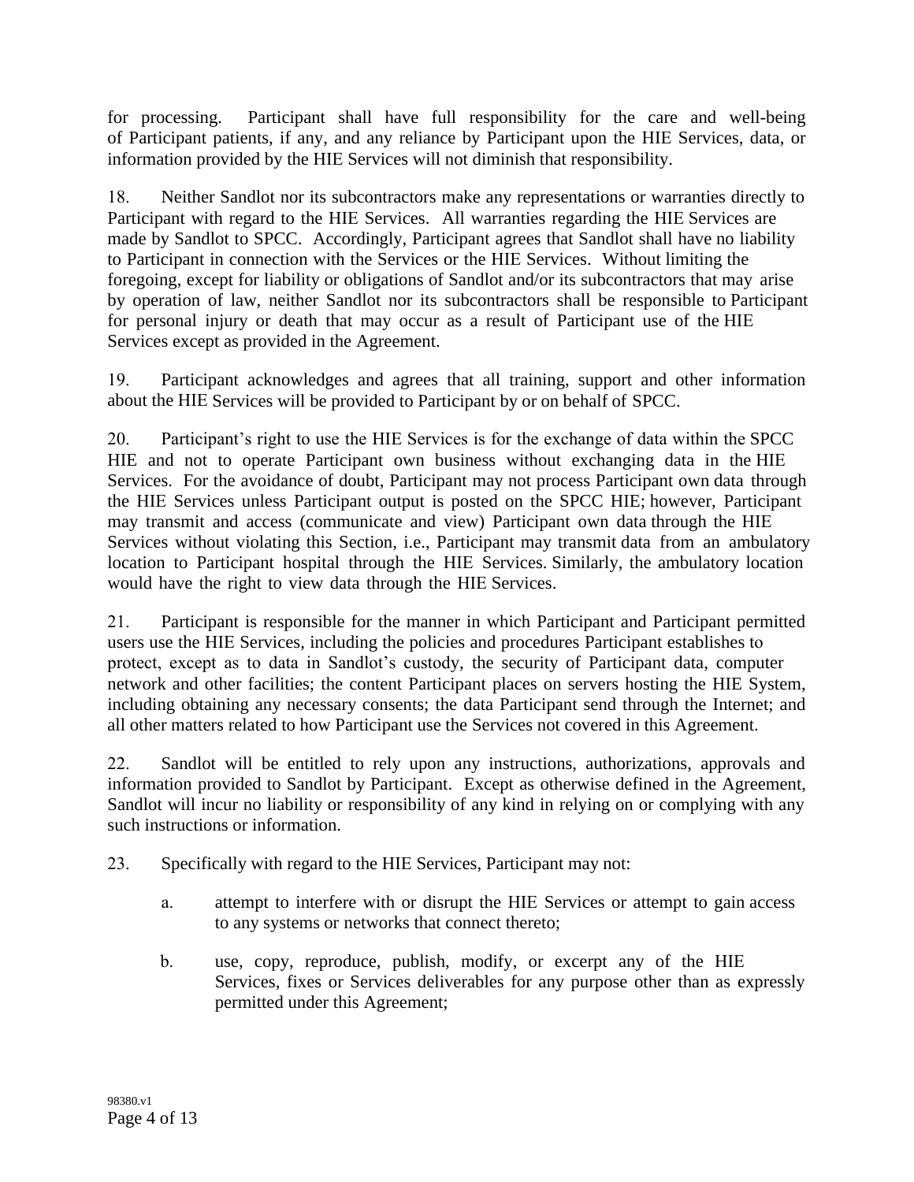for processing. Participant shall have full responsibility for the care and well-being of Participant patients, if any, and any reliance by Participant upon the HIE Services, data, or information provided by the HIE Services will not diminish that responsibility.

18. Neither Sandlot nor its subcontractors make any representations or warranties directly to Participant with regard to the HIE Services. All warranties regarding the HIE Services are made by Sandlot to SPCC. Accordingly, Participant agrees that Sandlot shall have no liability to Participant in connection with the Services or the HIE Services. Without limiting the foregoing, except for liability or obligations of Sandlot and/or its subcontractors that may arise by operation of law, neither Sandlot nor its subcontractors shall be responsible to Participant for personal injury or death that may occur as a result of Participant use of the HIE Services except as provided in the Agreement.

19. Participant acknowledges and agrees that all training, support and other information about the HIE Services will be provided to Participant by or on behalf of SPCC.

20. Participant's right to use the HIE Services is for the exchange of data within the SPCC HIE and not to operate Participant own business without exchanging data in the HIE Services. For the avoidance of doubt, Participant may not process Participant own data through the HIE Services unless Participant output is posted on the SPCC HIE; however, Participant may transmit and access (communicate and view) Participant own data through the HIE Services without violating this Section, i.e., Participant may transmit data from an ambulatory location to Participant hospital through the HIE Services. Similarly, the ambulatory location would have the right to view data through the HIE Services.

21. Participant is responsible for the manner in which Participant and Participant permitted users use the HIE Services, including the policies and procedures Participant establishes to protect, except as to data in Sandlot's custody, the security of Participant data, computer network and other facilities; the content Participant places on servers hosting the HIE System, including obtaining any necessary consents; the data Participant send through the Internet; and all other matters related to how Participant use the Services not covered in this Agreement.

22. Sandlot will be entitled to rely upon any instructions, authorizations, approvals and information provided to Sandlot by Participant. Except as otherwise defined in the Agreement, Sandlot will incur no liability or responsibility of any kind in relying on or complying with any such instructions or information.

23. Specifically with regard to the HIE Services, Participant may not:

   a. attempt to interfere with or disrupt the HIE Services or attempt to gain access to any systems or networks that connect thereto;

   b. use, copy, reproduce, publish, modify, or excerpt any of the HIE Services, fixes or Services deliverables for any purpose other than as expressly permitted under this Agreement;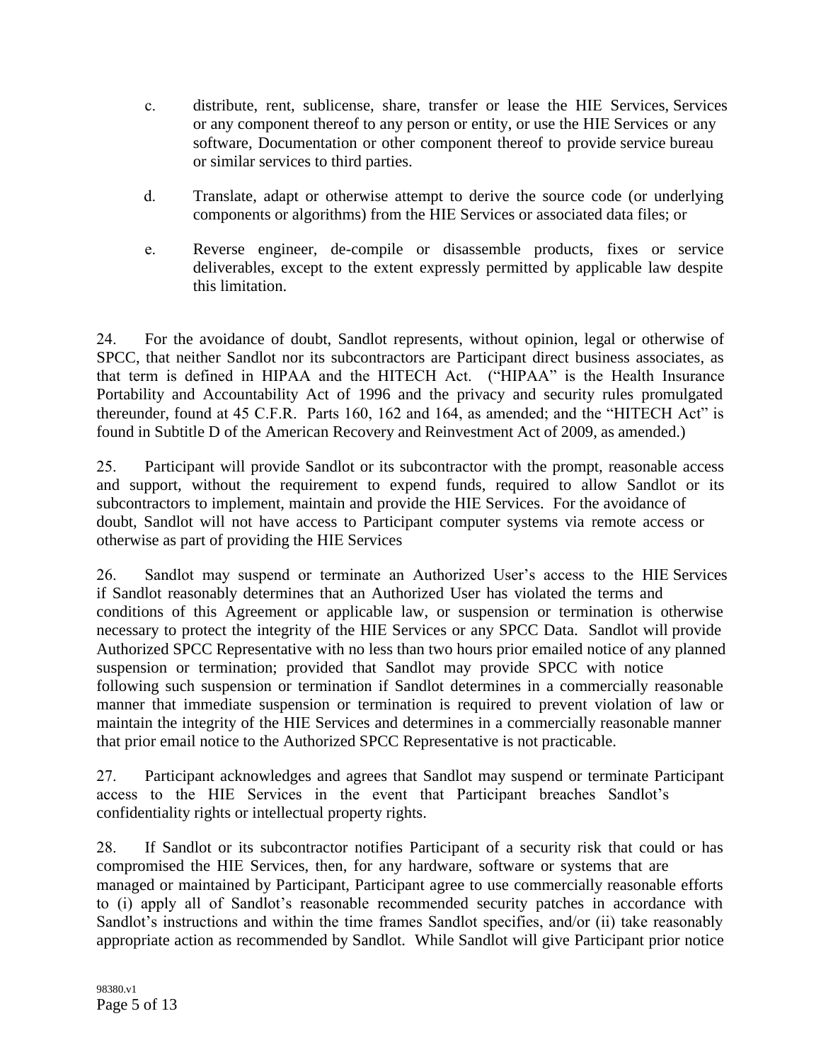c. distribute, rent, sublicense, share, transfer or lease the HIE Services, Services or any component thereof to any person or entity, or use the HIE Services or any software, Documentation or other component thereof to provide service bureau or similar services to third parties.

d. Translate, adapt or otherwise attempt to derive the source code (or underlying components or algorithms) from the HIE Services or associated data files; or

e. Reverse engineer, de-compile or disassemble products, fixes or service deliverables, except to the extent expressly permitted by applicable law despite this limitation.

24. For the avoidance of doubt, Sandlot represents, without opinion, legal or otherwise of SPCC, that neither Sandlot nor its subcontractors are Participant direct business associates, as that term is defined in HIPAA and the HITECH Act. ("HIPAA" is the Health Insurance Portability and Accountability Act of 1996 and the privacy and security rules promulgated thereunder, found at 45 C.F.R. Parts 160, 162 and 164, as amended; and the "HITECH Act" is found in Subtitle D of the American Recovery and Reinvestment Act of 2009, as amended.)

25. Participant will provide Sandlot or its subcontractor with the prompt, reasonable access and support, without the requirement to expend funds, required to allow Sandlot or its subcontractors to implement, maintain and provide the HIE Services. For the avoidance of doubt, Sandlot will not have access to Participant computer systems via remote access or otherwise as part of providing the HIE Services

26. Sandlot may suspend or terminate an Authorized User's access to the HIE Services if Sandlot reasonably determines that an Authorized User has violated the terms and conditions of this Agreement or applicable law, or suspension or termination is otherwise necessary to protect the integrity of the HIE Services or any SPCC Data. Sandlot will provide Authorized SPCC Representative with no less than two hours prior emailed notice of any planned suspension or termination; provided that Sandlot may provide SPCC with notice following such suspension or termination if Sandlot determines in a commercially reasonable manner that immediate suspension or termination is required to prevent violation of law or maintain the integrity of the HIE Services and determines in a commercially reasonable manner that prior email notice to the Authorized SPCC Representative is not practicable.

27. Participant acknowledges and agrees that Sandlot may suspend or terminate Participant access to the HIE Services in the event that Participant breaches Sandlot's confidentiality rights or intellectual property rights.

28. If Sandlot or its subcontractor notifies Participant of a security risk that could or has compromised the HIE Services, then, for any hardware, software or systems that are managed or maintained by Participant, Participant agree to use commercially reasonable efforts to (i) apply all of Sandlot's reasonable recommended security patches in accordance with Sandlot's instructions and within the time frames Sandlot specifies, and/or (ii) take reasonably appropriate action as recommended by Sandlot. While Sandlot will give Participant prior notice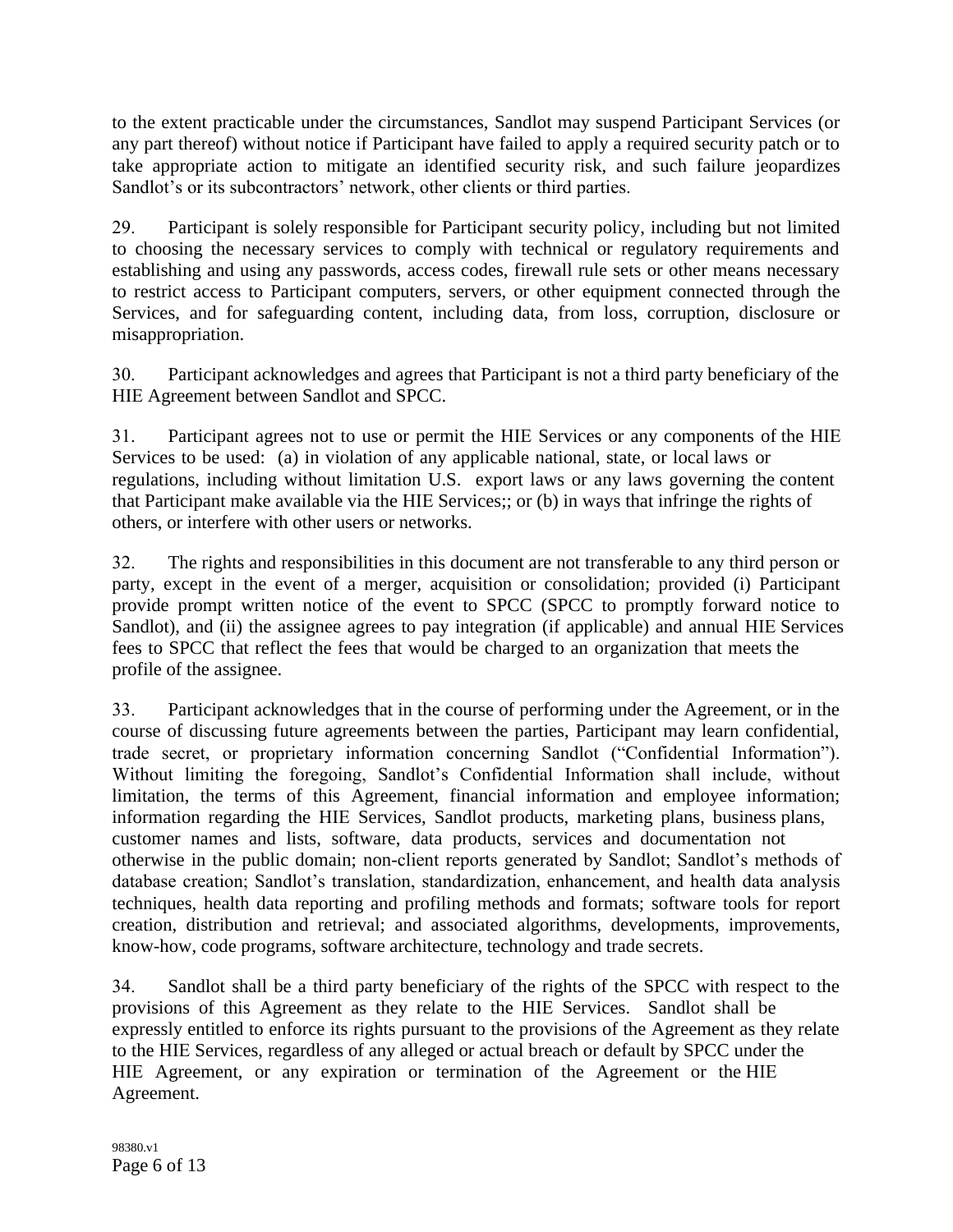to the extent practicable under the circumstances, Sandlot may suspend Participant Services (or any part thereof) without notice if Participant have failed to apply a required security patch or to take appropriate action to mitigate an identified security risk, and such failure jeopardizes Sandlot's or its subcontractors' network, other clients or third parties.

29. Participant is solely responsible for Participant security policy, including but not limited to choosing the necessary services to comply with technical or regulatory requirements and establishing and using any passwords, access codes, firewall rule sets or other means necessary to restrict access to Participant computers, servers, or other equipment connected through the Services, and for safeguarding content, including data, from loss, corruption, disclosure or misappropriation.

30. Participant acknowledges and agrees that Participant is not a third party beneficiary of the HIE Agreement between Sandlot and SPCC.

31. Participant agrees not to use or permit the HIE Services or any components of the HIE Services to be used: (a) in violation of any applicable national, state, or local laws or regulations, including without limitation U.S. export laws or any laws governing the content that Participant make available via the HIE Services;; or (b) in ways that infringe the rights of others, or interfere with other users or networks.

32. The rights and responsibilities in this document are not transferable to any third person or party, except in the event of a merger, acquisition or consolidation; provided (i) Participant provide prompt written notice of the event to SPCC (SPCC to promptly forward notice to Sandlot), and (ii) the assignee agrees to pay integration (if applicable) and annual HIE Services fees to SPCC that reflect the fees that would be charged to an organization that meets the profile of the assignee.

33. Participant acknowledges that in the course of performing under the Agreement, or in the course of discussing future agreements between the parties, Participant may learn confidential, trade secret, or proprietary information concerning Sandlot ("Confidential Information"). Without limiting the foregoing, Sandlot's Confidential Information shall include, without limitation, the terms of this Agreement, financial information and employee information; information regarding the HIE Services, Sandlot products, marketing plans, business plans, customer names and lists, software, data products, services and documentation not otherwise in the public domain; non-client reports generated by Sandlot; Sandlot's methods of database creation; Sandlot's translation, standardization, enhancement, and health data analysis techniques, health data reporting and profiling methods and formats; software tools for report creation, distribution and retrieval; and associated algorithms, developments, improvements, know-how, code programs, software architecture, technology and trade secrets.

34. Sandlot shall be a third party beneficiary of the rights of the SPCC with respect to the provisions of this Agreement as they relate to the HIE Services. Sandlot shall be expressly entitled to enforce its rights pursuant to the provisions of the Agreement as they relate to the HIE Services, regardless of any alleged or actual breach or default by SPCC under the HIE Agreement, or any expiration or termination of the Agreement or the HIE Agreement.

98380.v1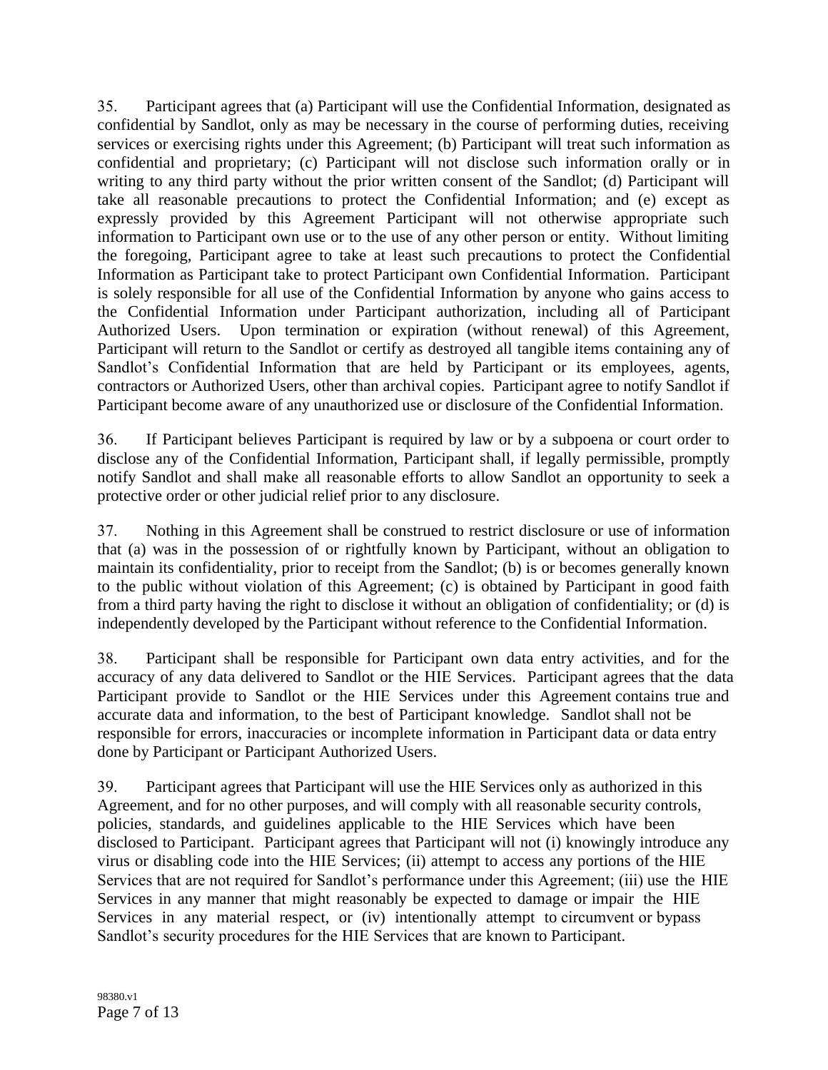35. Participant agrees that (a) Participant will use the Confidential Information, designated as confidential by Sandlot, only as may be necessary in the course of performing duties, receiving services or exercising rights under this Agreement; (b) Participant will treat such information as confidential and proprietary; (c) Participant will not disclose such information orally or in writing to any third party without the prior written consent of the Sandlot; (d) Participant will take all reasonable precautions to protect the Confidential Information; and (e) except as expressly provided by this Agreement Participant will not otherwise appropriate such information to Participant own use or to the use of any other person or entity. Without limiting the foregoing, Participant agree to take at least such precautions to protect the Confidential Information as Participant take to protect Participant own Confidential Information. Participant is solely responsible for all use of the Confidential Information by anyone who gains access to the Confidential Information under Participant authorization, including all of Participant Authorized Users. Upon termination or expiration (without renewal) of this Agreement, Participant will return to the Sandlot or certify as destroyed all tangible items containing any of Sandlot's Confidential Information that are held by Participant or its employees, agents, contractors or Authorized Users, other than archival copies. Participant agree to notify Sandlot if Participant become aware of any unauthorized use or disclosure of the Confidential Information.

36. If Participant believes Participant is required by law or by a subpoena or court order to disclose any of the Confidential Information, Participant shall, if legally permissible, promptly notify Sandlot and shall make all reasonable efforts to allow Sandlot an opportunity to seek a protective order or other judicial relief prior to any disclosure.

37. Nothing in this Agreement shall be construed to restrict disclosure or use of information that (a) was in the possession of or rightfully known by Participant, without an obligation to maintain its confidentiality, prior to receipt from the Sandlot; (b) is or becomes generally known to the public without violation of this Agreement; (c) is obtained by Participant in good faith from a third party having the right to disclose it without an obligation of confidentiality; or (d) is independently developed by the Participant without reference to the Confidential Information.

38. Participant shall be responsible for Participant own data entry activities, and for the accuracy of any data delivered to Sandlot or the HIE Services. Participant agrees that the data Participant provide to Sandlot or the HIE Services under this Agreement contains true and accurate data and information, to the best of Participant knowledge. Sandlot shall not be responsible for errors, inaccuracies or incomplete information in Participant data or data entry done by Participant or Participant Authorized Users.

39. Participant agrees that Participant will use the HIE Services only as authorized in this Agreement, and for no other purposes, and will comply with all reasonable security controls, policies, standards, and guidelines applicable to the HIE Services which have been disclosed to Participant. Participant agrees that Participant will not (i) knowingly introduce any virus or disabling code into the HIE Services; (ii) attempt to access any portions of the HIE Services that are not required for Sandlot's performance under this Agreement; (iii) use the HIE Services in any manner that might reasonably be expected to damage or impair the HIE Services in any material respect, or (iv) intentionally attempt to circumvent or bypass Sandlot's security procedures for the HIE Services that are known to Participant.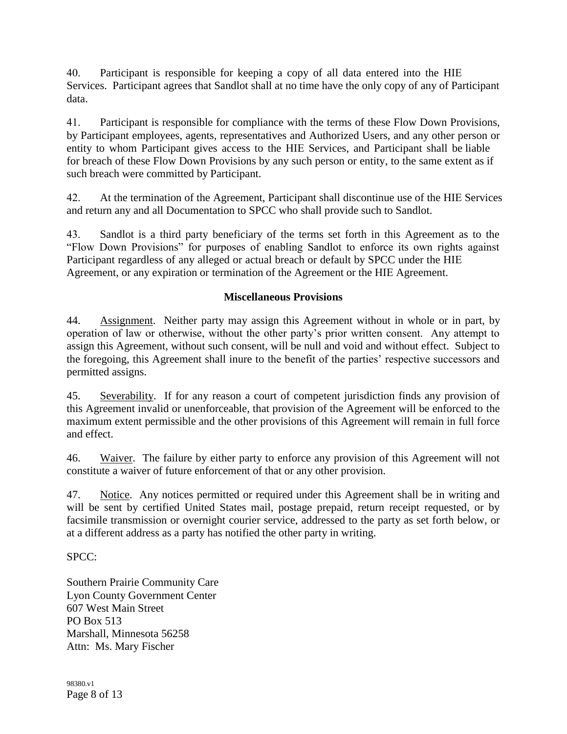40. Participant is responsible for keeping a copy of all data entered into the HIE Services. Participant agrees that Sandlot shall at no time have the only copy of any of Participant data.

41. Participant is responsible for compliance with the terms of these Flow Down Provisions, by Participant employees, agents, representatives and Authorized Users, and any other person or entity to whom Participant gives access to the HIE Services, and Participant shall be liable for breach of these Flow Down Provisions by any such person or entity, to the same extent as if such breach were committed by Participant.

42. At the termination of the Agreement, Participant shall discontinue use of the HIE Services and return any and all Documentation to SPCC who shall provide such to Sandlot.

43. Sandlot is a third party beneficiary of the terms set forth in this Agreement as to the "Flow Down Provisions" for purposes of enabling Sandlot to enforce its own rights against Participant regardless of any alleged or actual breach or default by SPCC under the HIE Agreement, or any expiration or termination of the Agreement or the HIE Agreement.

**Miscellaneous Provisions**

44. Assignment. Neither party may assign this Agreement without in whole or in part, by operation of law or otherwise, without the other party's prior written consent. Any attempt to assign this Agreement, without such consent, will be null and void and without effect. Subject to the foregoing, this Agreement shall inure to the benefit of the parties' respective successors and permitted assigns.

45. Severability. If for any reason a court of competent jurisdiction finds any provision of this Agreement invalid or unenforceable, that provision of the Agreement will be enforced to the maximum extent permissible and the other provisions of this Agreement will remain in full force and effect.

46. Waiver. The failure by either party to enforce any provision of this Agreement will not constitute a waiver of future enforcement of that or any other provision.

47. Notice. Any notices permitted or required under this Agreement shall be in writing and will be sent by certified United States mail, postage prepaid, return receipt requested, or by facsimile transmission or overnight courier service, addressed to the party as set forth below, or at a different address as a party has notified the other party in writing.

SPCC:

Southern Prairie Community Care
Lyon County Government Center
607 West Main Street
PO Box 513
Marshall, Minnesota 56258
Attn: Ms. Mary Fischer

98380.v1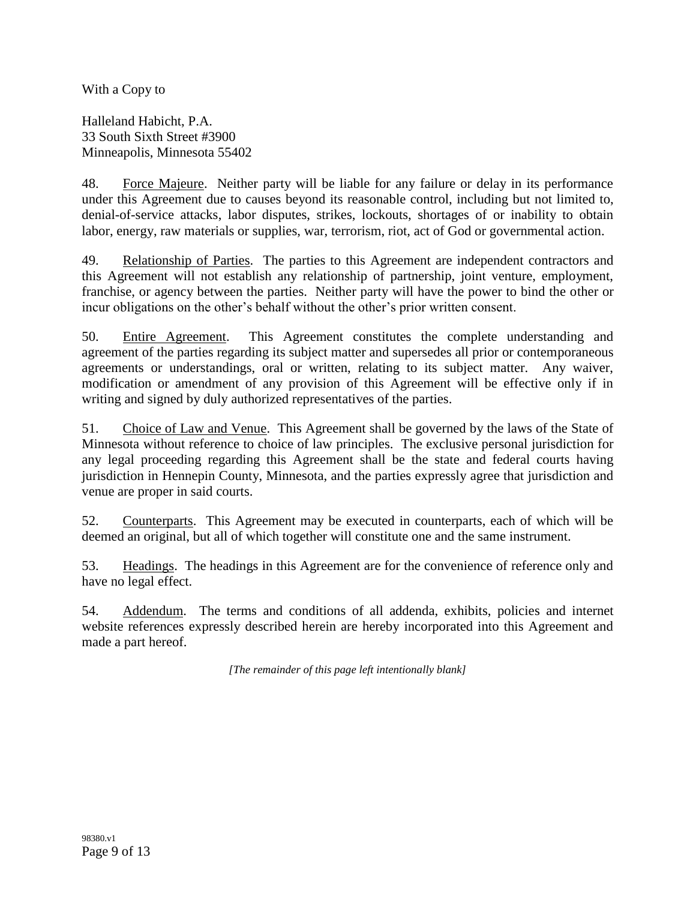With a Copy to

Halleland Habicht, P.A.
33 South Sixth Street #3900
Minneapolis, Minnesota 55402

48. Force Majeure. Neither party will be liable for any failure or delay in its performance under this Agreement due to causes beyond its reasonable control, including but not limited to, denial-of-service attacks, labor disputes, strikes, lockouts, shortages of or inability to obtain labor, energy, raw materials or supplies, war, terrorism, riot, act of God or governmental action.

49. Relationship of Parties. The parties to this Agreement are independent contractors and this Agreement will not establish any relationship of partnership, joint venture, employment, franchise, or agency between the parties. Neither party will have the power to bind the other or incur obligations on the other's behalf without the other's prior written consent.

50. Entire Agreement. This Agreement constitutes the complete understanding and agreement of the parties regarding its subject matter and supersedes all prior or contemporaneous agreements or understandings, oral or written, relating to its subject matter. Any waiver, modification or amendment of any provision of this Agreement will be effective only if in writing and signed by duly authorized representatives of the parties.

51. Choice of Law and Venue. This Agreement shall be governed by the laws of the State of Minnesota without reference to choice of law principles. The exclusive personal jurisdiction for any legal proceeding regarding this Agreement shall be the state and federal courts having jurisdiction in Hennepin County, Minnesota, and the parties expressly agree that jurisdiction and venue are proper in said courts.

52. Counterparts. This Agreement may be executed in counterparts, each of which will be deemed an original, but all of which together will constitute one and the same instrument.

53. Headings. The headings in this Agreement are for the convenience of reference only and have no legal effect.

54. Addendum. The terms and conditions of all addenda, exhibits, policies and internet website references expressly described herein are hereby incorporated into this Agreement and made a part hereof.

*[The remainder of this page left intentionally blank]*

98380.v1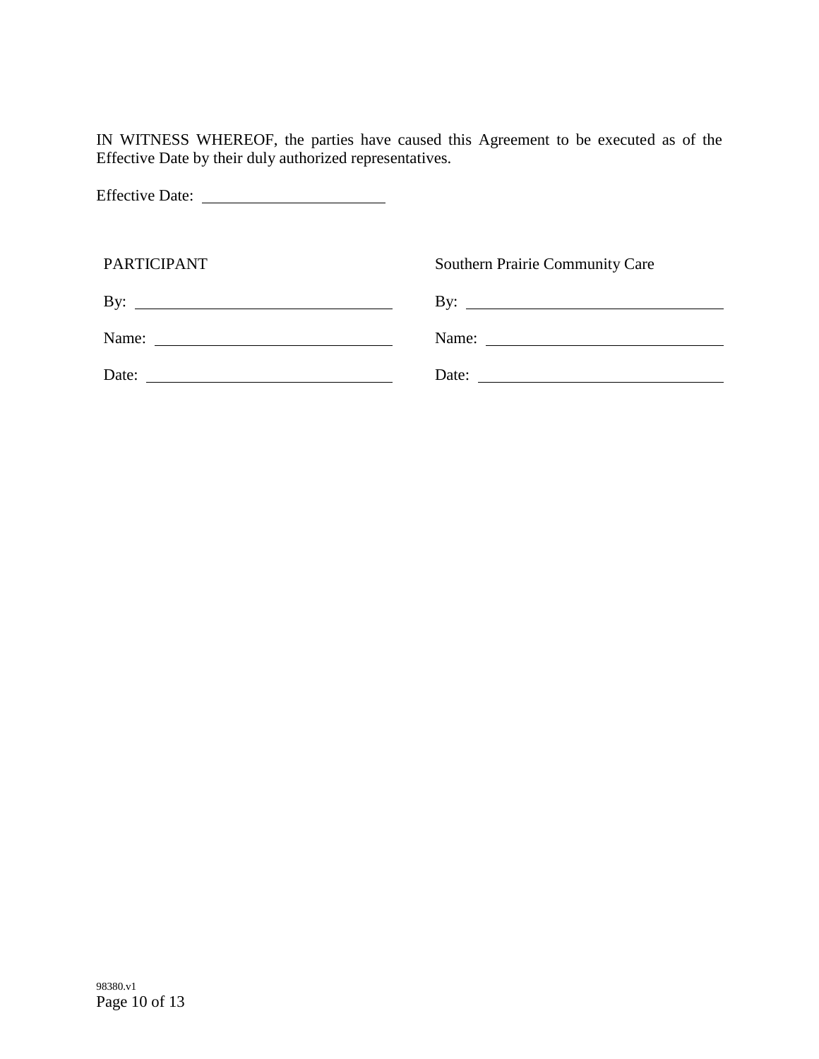IN WITNESS WHEREOF, the parties have caused this Agreement to be executed as of the Effective Date by their duly authorized representatives.

Effective Date: ______________________

| PARTICIPANT | Southern Prairie Community Care |
| --- | --- |
| By: ______________________________ | By: ______________________________ |
| Name: ____________________________ | Name: ____________________________ |
| Date: _____________________________ | Date: _____________________________ |

98380.v1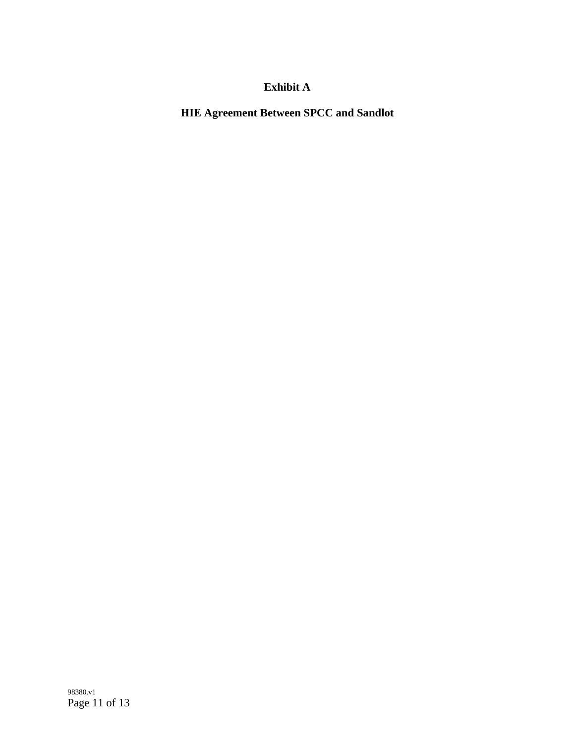**Exhibit A**

**HIE Agreement Between SPCC and Sandlot**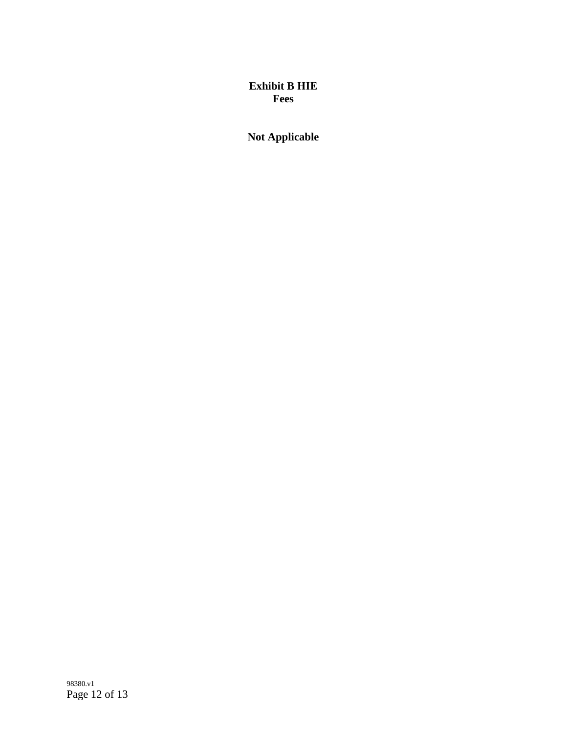# Exhibit B HIE
# Fees

**Not Applicable**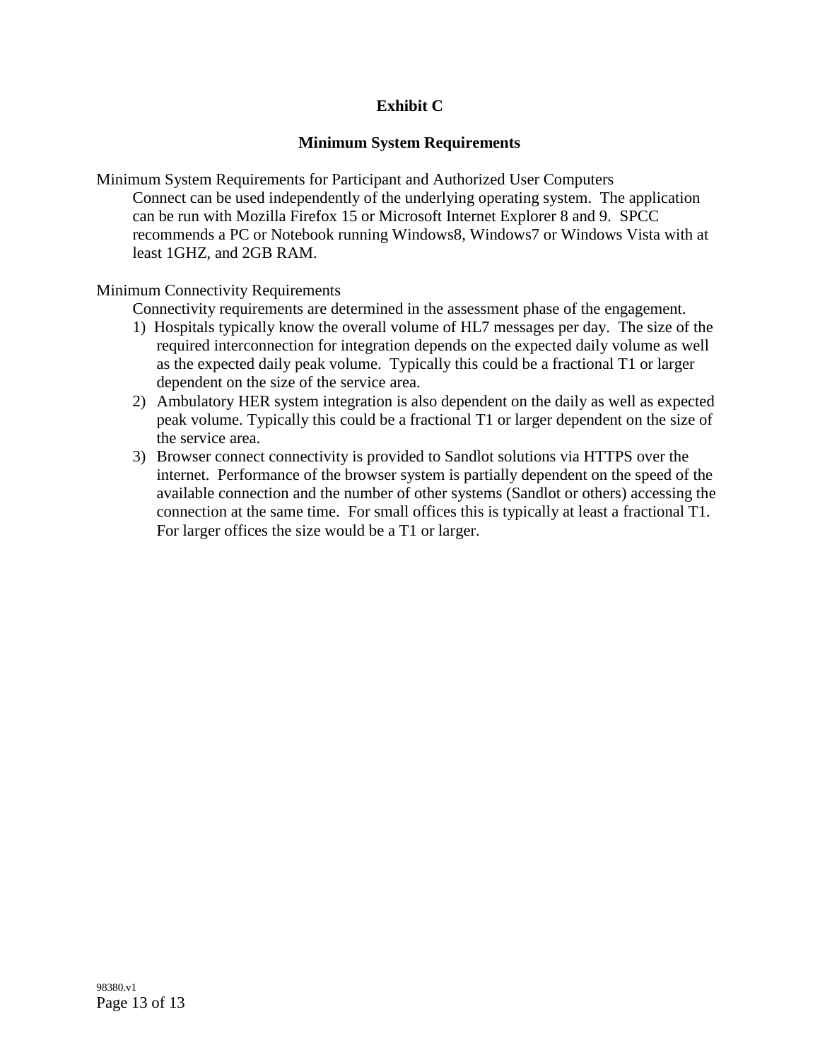**Exhibit C**

**Minimum System Requirements**

Minimum System Requirements for Participant and Authorized User Computers

Connect can be used independently of the underlying operating system. The application can be run with Mozilla Firefox 15 or Microsoft Internet Explorer 8 and 9. SPCC recommends a PC or Notebook running Windows8, Windows7 or Windows Vista with at least 1GHZ, and 2GB RAM.

Minimum Connectivity Requirements

Connectivity requirements are determined in the assessment phase of the engagement.

1) Hospitals typically know the overall volume of HL7 messages per day. The size of the required interconnection for integration depends on the expected daily volume as well as the expected daily peak volume. Typically this could be a fractional T1 or larger dependent on the size of the service area.
2) Ambulatory HER system integration is also dependent on the daily as well as expected peak volume. Typically this could be a fractional T1 or larger dependent on the size of the service area.
3) Browser connect connectivity is provided to Sandlot solutions via HTTPS over the internet. Performance of the browser system is partially dependent on the speed of the available connection and the number of other systems (Sandlot or others) accessing the connection at the same time. For small offices this is typically at least a fractional T1. For larger offices the size would be a T1 or larger.

98380.v1